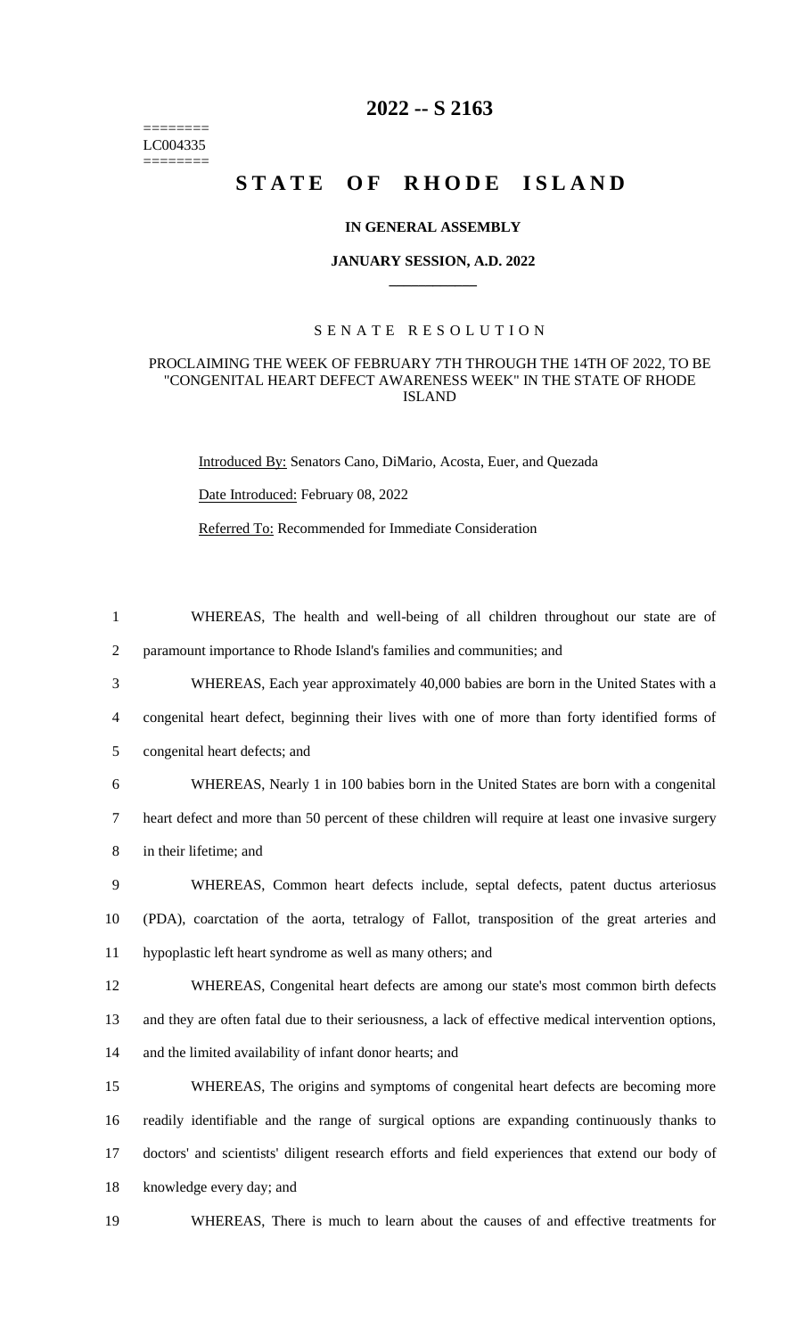========
LC004335
========

# 2022 -- S 2163

# STATE OF RHODE ISLAND

**IN GENERAL ASSEMBLY**

**JANUARY SESSION, A.D. 2022**

---

SENATE RESOLUTION

PROCLAIMING THE WEEK OF FEBRUARY 7TH THROUGH THE 14TH OF 2022, TO BE "CONGENITAL HEART DEFECT AWARENESS WEEK" IN THE STATE OF RHODE ISLAND

Introduced By: Senators Cano, DiMario, Acosta, Euer, and Quezada

Date Introduced: February 08, 2022

Referred To: Recommended for Immediate Consideration

WHEREAS, The health and well-being of all children throughout our state are of paramount importance to Rhode Island's families and communities; and

WHEREAS, Each year approximately 40,000 babies are born in the United States with a congenital heart defect, beginning their lives with one of more than forty identified forms of congenital heart defects; and

WHEREAS, Nearly 1 in 100 babies born in the United States are born with a congenital heart defect and more than 50 percent of these children will require at least one invasive surgery in their lifetime; and

WHEREAS, Common heart defects include, septal defects, patent ductus arteriosus (PDA), coarctation of the aorta, tetralogy of Fallot, transposition of the great arteries and hypoplastic left heart syndrome as well as many others; and

WHEREAS, Congenital heart defects are among our state's most common birth defects and they are often fatal due to their seriousness, a lack of effective medical intervention options, and the limited availability of infant donor hearts; and

WHEREAS, The origins and symptoms of congenital heart defects are becoming more readily identifiable and the range of surgical options are expanding continuously thanks to doctors' and scientists' diligent research efforts and field experiences that extend our body of knowledge every day; and

WHEREAS, There is much to learn about the causes of and effective treatments for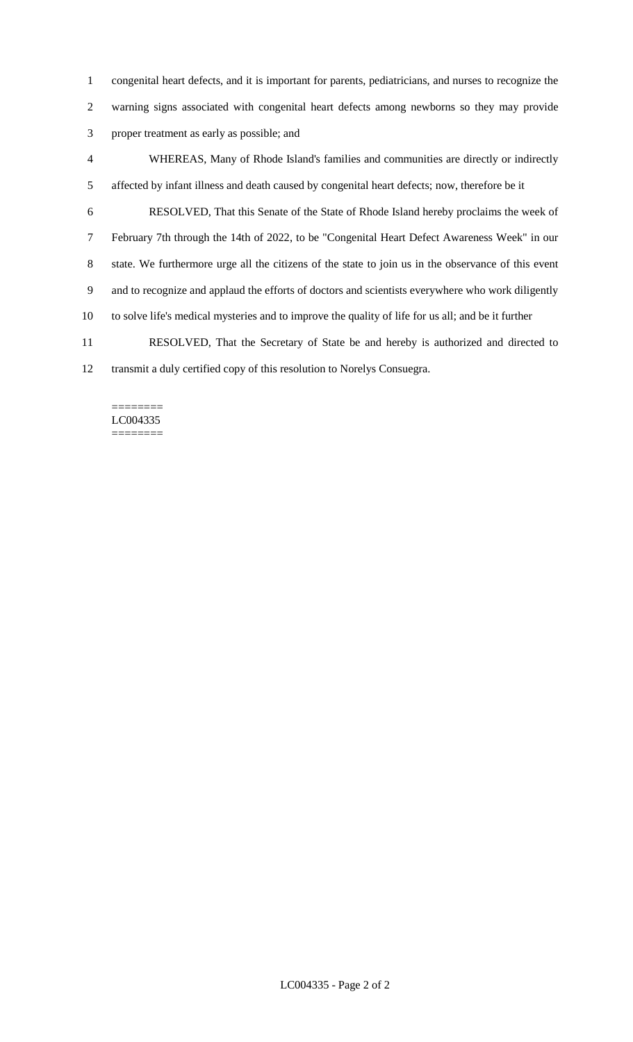congenital heart defects, and it is important for parents, pediatricians, and nurses to recognize the warning signs associated with congenital heart defects among newborns so they may provide proper treatment as early as possible; and

WHEREAS, Many of Rhode Island's families and communities are directly or indirectly affected by infant illness and death caused by congenital heart defects; now, therefore be it

RESOLVED, That this Senate of the State of Rhode Island hereby proclaims the week of February 7th through the 14th of 2022, to be "Congenital Heart Defect Awareness Week" in our state. We furthermore urge all the citizens of the state to join us in the observance of this event and to recognize and applaud the efforts of doctors and scientists everywhere who work diligently to solve life's medical mysteries and to improve the quality of life for us all; and be it further

RESOLVED, That the Secretary of State be and hereby is authorized and directed to transmit a duly certified copy of this resolution to Norelys Consuegra.

========
LC004335
========